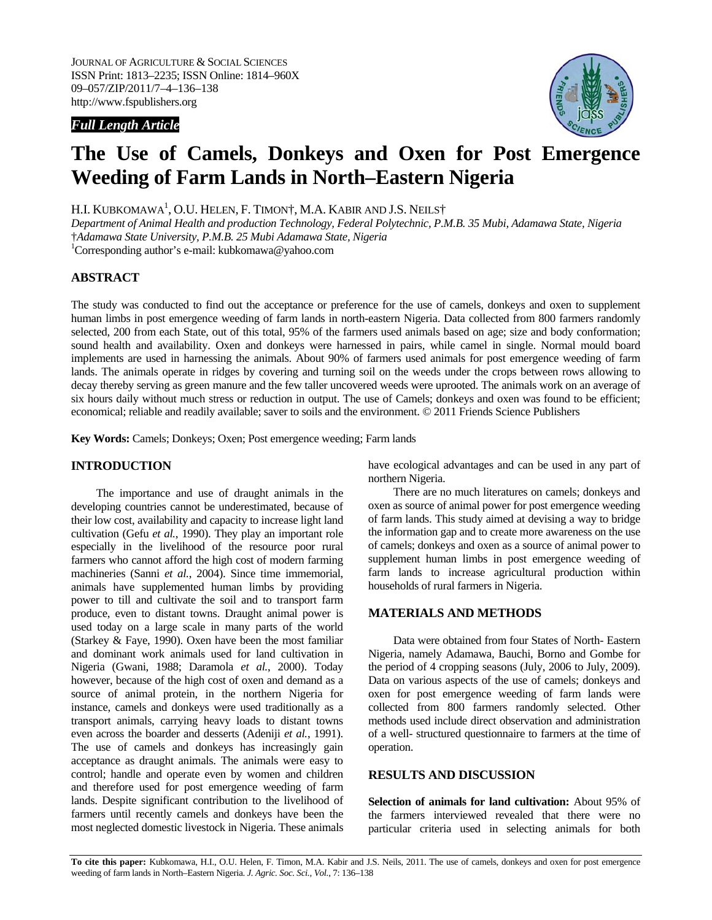*Full Length Article*

# The Use of Camels, Donkeys and Oxen for Post Emergence Weeding of Farm Lands in North–Eastern Nigeria

H.I. KUBKOMAWA[1], O.U. HELEN, F. TIMON†, M.A. KABIR AND J.S. NEILS†

*Department of Animal Health and production Technology, Federal Polytechnic, P.M.B. 35 Mubi, Adamawa State, Nigeria*
†*Adamawa State University, P.M.B. 25 Mubi Adamawa State, Nigeria*
[1]Corresponding author's e-mail: kubkomawa@yahoo.com

## ABSTRACT

The study was conducted to find out the acceptance or preference for the use of camels, donkeys and oxen to supplement human limbs in post emergence weeding of farm lands in north-eastern Nigeria. Data collected from 800 farmers randomly selected, 200 from each State, out of this total, 95% of the farmers used animals based on age; size and body conformation; sound health and availability. Oxen and donkeys were harnessed in pairs, while camel in single. Normal mould board implements are used in harnessing the animals. About 90% of farmers used animals for post emergence weeding of farm lands. The animals operate in ridges by covering and turning soil on the weeds under the crops between rows allowing to decay thereby serving as green manure and the few taller uncovered weeds were uprooted. The animals work on an average of six hours daily without much stress or reduction in output. The use of Camels; donkeys and oxen was found to be efficient; economical; reliable and readily available; saver to soils and the environment. © 2011 Friends Science Publishers

**Key Words:** Camels; Donkeys; Oxen; Post emergence weeding; Farm lands

## INTRODUCTION

The importance and use of draught animals in the developing countries cannot be underestimated, because of their low cost, availability and capacity to increase light land cultivation (Gefu *et al.*, 1990). They play an important role especially in the livelihood of the resource poor rural farmers who cannot afford the high cost of modern farming machineries (Sanni *et al.*, 2004). Since time immemorial, animals have supplemented human limbs by providing power to till and cultivate the soil and to transport farm produce, even to distant towns. Draught animal power is used today on a large scale in many parts of the world (Starkey & Faye, 1990). Oxen have been the most familiar and dominant work animals used for land cultivation in Nigeria (Gwani, 1988; Daramola *et al.*, 2000). Today however, because of the high cost of oxen and demand as a source of animal protein, in the northern Nigeria for instance, camels and donkeys were used traditionally as a transport animals, carrying heavy loads to distant towns even across the boarder and desserts (Adeniji *et al.*, 1991). The use of camels and donkeys has increasingly gain acceptance as draught animals. The animals were easy to control; handle and operate even by women and children and therefore used for post emergence weeding of farm lands. Despite significant contribution to the livelihood of farmers until recently camels and donkeys have been the most neglected domestic livestock in Nigeria. These animals have ecological advantages and can be used in any part of northern Nigeria.

There are no much literatures on camels; donkeys and oxen as source of animal power for post emergence weeding of farm lands. This study aimed at devising a way to bridge the information gap and to create more awareness on the use of camels; donkeys and oxen as a source of animal power to supplement human limbs in post emergence weeding of farm lands to increase agricultural production within households of rural farmers in Nigeria.

## MATERIALS AND METHODS

Data were obtained from four States of North- Eastern Nigeria, namely Adamawa, Bauchi, Borno and Gombe for the period of 4 cropping seasons (July, 2006 to July, 2009). Data on various aspects of the use of camels; donkeys and oxen for post emergence weeding of farm lands were collected from 800 farmers randomly selected. Other methods used include direct observation and administration of a well- structured questionnaire to farmers at the time of operation.

## RESULTS AND DISCUSSION

**Selection of animals for land cultivation:** About 95% of the farmers interviewed revealed that there were no particular criteria used in selecting animals for both

**To cite this paper:** Kubkomawa, H.I., O.U. Helen, F. Timon, M.A. Kabir and J.S. Neils, 2011. The use of camels, donkeys and oxen for post emergence weeding of farm lands in North–Eastern Nigeria. *J. Agric. Soc. Sci., Vol.*, 7: 136–138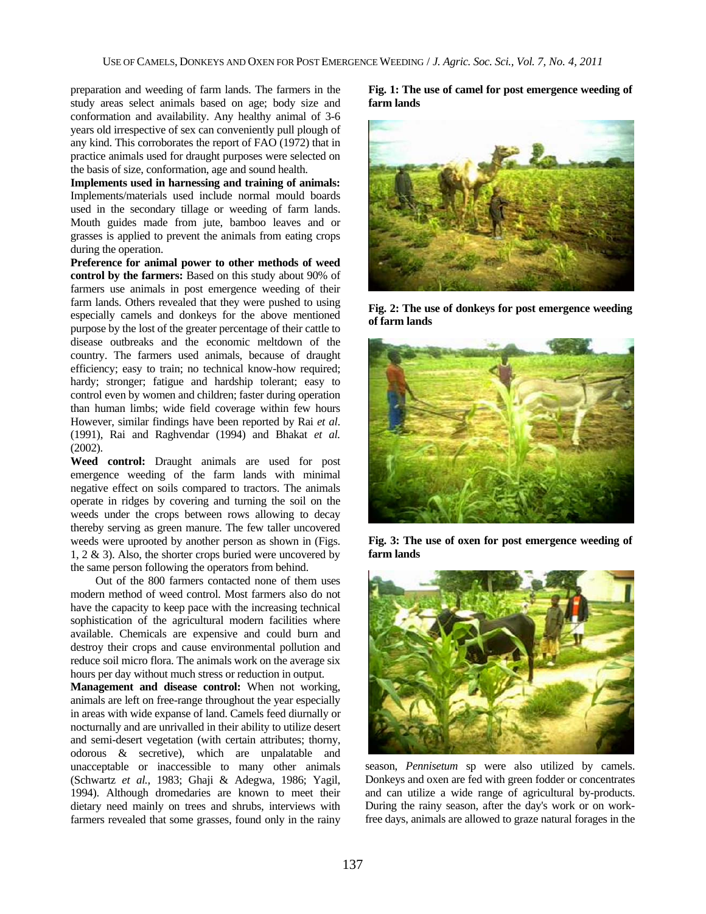preparation and weeding of farm lands. The farmers in the study areas select animals based on age; body size and conformation and availability. Any healthy animal of 3-6 years old irrespective of sex can conveniently pull plough of any kind. This corroborates the report of FAO (1972) that in practice animals used for draught purposes were selected on the basis of size, conformation, age and sound health.

**Implements used in harnessing and training of animals:** Implements/materials used include normal mould boards used in the secondary tillage or weeding of farm lands. Mouth guides made from jute, bamboo leaves and or grasses is applied to prevent the animals from eating crops during the operation.

**Preference for animal power to other methods of weed control by the farmers:** Based on this study about 90% of farmers use animals in post emergence weeding of their farm lands. Others revealed that they were pushed to using especially camels and donkeys for the above mentioned purpose by the lost of the greater percentage of their cattle to disease outbreaks and the economic meltdown of the country. The farmers used animals, because of draught efficiency; easy to train; no technical know-how required; hardy; stronger; fatigue and hardship tolerant; easy to control even by women and children; faster during operation than human limbs; wide field coverage within few hours However, similar findings have been reported by Rai *et al*. (1991), Rai and Raghvendar (1994) and Bhakat *et al.* (2002).

**Weed control:** Draught animals are used for post emergence weeding of the farm lands with minimal negative effect on soils compared to tractors. The animals operate in ridges by covering and turning the soil on the weeds under the crops between rows allowing to decay thereby serving as green manure. The few taller uncovered weeds were uprooted by another person as shown in (Figs. 1, 2 & 3). Also, the shorter crops buried were uncovered by the same person following the operators from behind.

Out of the 800 farmers contacted none of them uses modern method of weed control. Most farmers also do not have the capacity to keep pace with the increasing technical sophistication of the agricultural modern facilities where available. Chemicals are expensive and could burn and destroy their crops and cause environmental pollution and reduce soil micro flora. The animals work on the average six hours per day without much stress or reduction in output.

**Management and disease control:** When not working, animals are left on free-range throughout the year especially in areas with wide expanse of land. Camels feed diurnally or nocturnally and are unrivalled in their ability to utilize desert and semi-desert vegetation (with certain attributes; thorny, odorous & secretive), which are unpalatable and unacceptable or inaccessible to many other animals (Schwartz *et al.,* 1983; Ghaji & Adegwa, 1986; Yagil, 1994). Although dromedaries are known to meet their dietary need mainly on trees and shrubs, interviews with farmers revealed that some grasses, found only in the rainy season, *Pennisetum* sp were also utilized by camels. Donkeys and oxen are fed with green fodder or concentrates and can utilize a wide range of agricultural by-products. During the rainy season, after the day's work or on work-free days, animals are allowed to graze natural forages in the

**Fig. 1: The use of camel for post emergence weeding of farm lands**

**Fig. 2: The use of donkeys for post emergence weeding of farm lands**

**Fig. 3: The use of oxen for post emergence weeding of farm lands**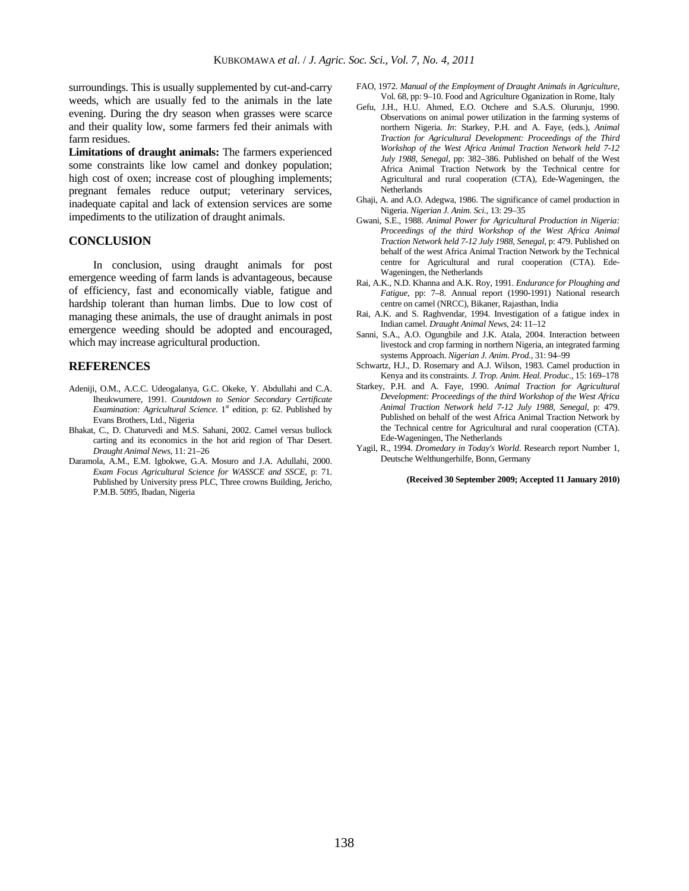surroundings. This is usually supplemented by cut-and-carry weeds, which are usually fed to the animals in the late evening. During the dry season when grasses were scarce and their quality low, some farmers fed their animals with farm residues.

**Limitations of draught animals:** The farmers experienced some constraints like low camel and donkey population; high cost of oxen; increase cost of ploughing implements; pregnant females reduce output; veterinary services, inadequate capital and lack of extension services are some impediments to the utilization of draught animals.

## CONCLUSION

In conclusion, using draught animals for post emergence weeding of farm lands is advantageous, because of efficiency, fast and economically viable, fatigue and hardship tolerant than human limbs. Due to low cost of managing these animals, the use of draught animals in post emergence weeding should be adopted and encouraged, which may increase agricultural production.

## REFERENCES

Adeniji, O.M., A.C.C. Udeogalanya, G.C. Okeke, Y. Abdullahi and C.A. Iheukwumere, 1991. *Countdown to Senior Secondary Certificate Examination: Agricultural Science.* 1st edition, p: 62. Published by Evans Brothers, Ltd., Nigeria

Bhakat, C., D. Chaturvedi and M.S. Sahani, 2002. Camel versus bullock carting and its economics in the hot arid region of Thar Desert. *Draught Animal News*, 11: 21–26

Daramola, A.M., E.M. Igbokwe, G.A. Mosuro and J.A. Adullahi, 2000. *Exam Focus Agricultural Science for WASSCE and SSCE*, p: 71. Published by University press PLC, Three crowns Building, Jericho, P.M.B. 5095, Ibadan, Nigeria

FAO, 1972. *Manual of the Employment of Draught Animals in Agriculture*, Vol. 68, pp: 9–10. Food and Agriculture Oganization in Rome, Italy

Gefu, J.H., H.U. Ahmed, E.O. Otchere and S.A.S. Olurunju, 1990. Observations on animal power utilization in the farming systems of northern Nigeria. *In*: Starkey, P.H. and A. Faye, (eds.), *Animal Traction for Agricultural Development: Proceedings of the Third Workshop of the West Africa Animal Traction Network held 7-12 July 1988, Senegal*, pp: 382–386. Published on behalf of the West Africa Animal Traction Network by the Technical centre for Agricultural and rural cooperation (CTA), Ede-Wageningen, the Netherlands

Ghaji, A. and A.O. Adegwa, 1986. The significance of camel production in Nigeria. *Nigerian J. Anim. Sci.*, 13: 29–35

Gwani, S.E., 1988. *Animal Power for Agricultural Production in Nigeria: Proceedings of the third Workshop of the West Africa Animal Traction Network held 7-12 July 1988, Senegal*, p: 479. Published on behalf of the west Africa Animal Traction Network by the Technical centre for Agricultural and rural cooperation (CTA). Ede-Wageningen, the Netherlands

Rai, A.K., N.D. Khanna and A.K. Roy, 1991. *Endurance for Ploughing and Fatigue*, pp: 7–8. Annual report (1990-1991) National research centre on camel (NRCC), Bikaner, Rajasthan, India

Rai, A.K. and S. Raghvendar, 1994. Investigation of a fatigue index in Indian camel. *Draught Animal News*, 24: 11–12

Sanni, S.A., A.O. Ogungbile and J.K. Atala, 2004. Interaction between livestock and crop farming in northern Nigeria, an integrated farming systems Approach. *Nigerian J. Anim. Prod.*, 31: 94–99

Schwartz, H.J., D. Rosemary and A.J. Wilson, 1983. Camel production in Kenya and its constraints. *J. Trop. Anim. Heal. Produc.*, 15: 169–178

Starkey, P.H. and A. Faye, 1990. *Animal Traction for Agricultural Development: Proceedings of the third Workshop of the West Africa Animal Traction Network held 7-12 July 1988, Senegal*, p: 479. Published on behalf of the west Africa Animal Traction Network by the Technical centre for Agricultural and rural cooperation (CTA). Ede-Wageningen, The Netherlands

Yagil, R., 1994. *Dromedary in Today's World.* Research report Number 1, Deutsche Welthungerhilfe, Bonn, Germany

**(Received 30 September 2009; Accepted 11 January 2010)**